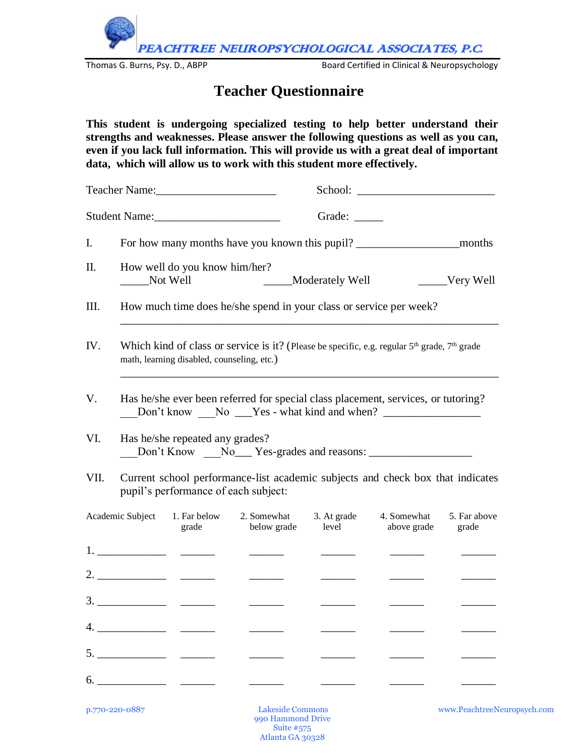PEACHTREE NEUROPSYCHOLOGICAL ASSOCIATES, P.C.

Thomas G. Burns, Psy. D., ABPP — Board Certified in Clinical & Neuropsychology

# Teacher Questionnaire

**This student is undergoing specialized testing to help better understand their strengths and weaknesses. Please answer the following questions as well as you can, even if you lack full information. This will provide us with a great deal of important data, which will allow us to work with this student more effectively.**

Teacher Name:____________________ School: ________________________

Student Name:_____________________ Grade: _____

I. For how many months have you known this pupil? _________________months

II. How well do you know him/her?
_____Not Well _____Moderately Well _____Very Well

III. How much time does he/she spend in your class or service per week?
_________________________________________________________________

IV. Which kind of class or service is it? (Please be specific, e.g. regular 5th grade, 7th grade math, learning disabled, counseling, etc.)
_________________________________________________________________

V. Has he/she ever been referred for special class placement, services, or tutoring?
___Don't know ___No ___Yes - what kind and when? ________________

VI. Has he/she repeated any grades?
___Don't Know ___No___ Yes-grades and reasons: _________________

VII. Current school performance-list academic subjects and check box that indicates pupil's performance of each subject:

| Academic Subject | 1. Far below grade | 2. Somewhat below grade | 3. At grade level | 4. Somewhat above grade | 5. Far above grade |
|---|---|---|---|---|---|
| 1. ____________ | ______ | ______ | ______ | ______ | ______ |
| 2. ____________ | ______ | ______ | ______ | ______ | ______ |
| 3. ____________ | ______ | ______ | ______ | ______ | ______ |
| 4. ____________ | ______ | ______ | ______ | ______ | ______ |
| 5. ____________ | ______ | ______ | ______ | ______ | ______ |
| 6. ____________ | ______ | ______ | ______ | ______ | ______ |

p.770-220-0887 — Lakeside Commons, 990 Hammond Drive, Suite #575, Atlanta GA 30328 — www.PeachtreeNeuropsych.com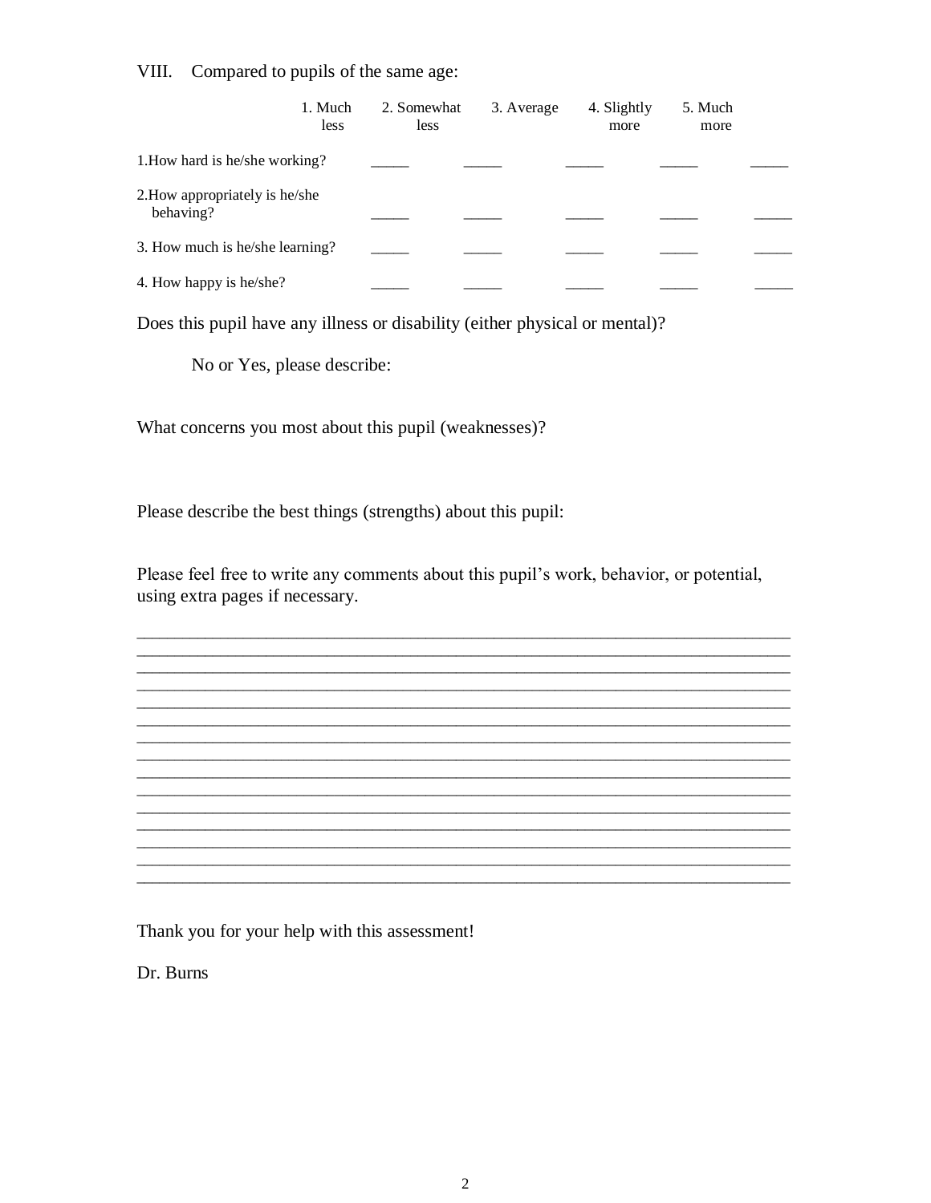VIII. Compared to pupils of the same age:

| | 1. Much less | 2. Somewhat less | 3. Average | 4. Slightly more | 5. Much more |
|---|---|---|---|---|---|
| 1. How hard is he/she working? | _____ | _____ | _____ | _____ | _____ |
| 2. How appropriately is he/she behaving? | _____ | _____ | _____ | _____ | _____ |
| 3. How much is he/she learning? | _____ | _____ | _____ | _____ | _____ |
| 4. How happy is he/she? | _____ | _____ | _____ | _____ | _____ |

Does this pupil have any illness or disability (either physical or mental)?

No or Yes, please describe:

What concerns you most about this pupil (weaknesses)?

Please describe the best things (strengths) about this pupil:

Please feel free to write any comments about this pupil's work, behavior, or potential, using extra pages if necessary.

_____________________________________________________________________________
_____________________________________________________________________________
_____________________________________________________________________________
_____________________________________________________________________________
_____________________________________________________________________________
_____________________________________________________________________________
_____________________________________________________________________________
_____________________________________________________________________________
_____________________________________________________________________________
_____________________________________________________________________________
_____________________________________________________________________________
_____________________________________________________________________________
_____________________________________________________________________________
_____________________________________________________________________________
_____________________________________________________________________________

Thank you for your help with this assessment!

Dr. Burns